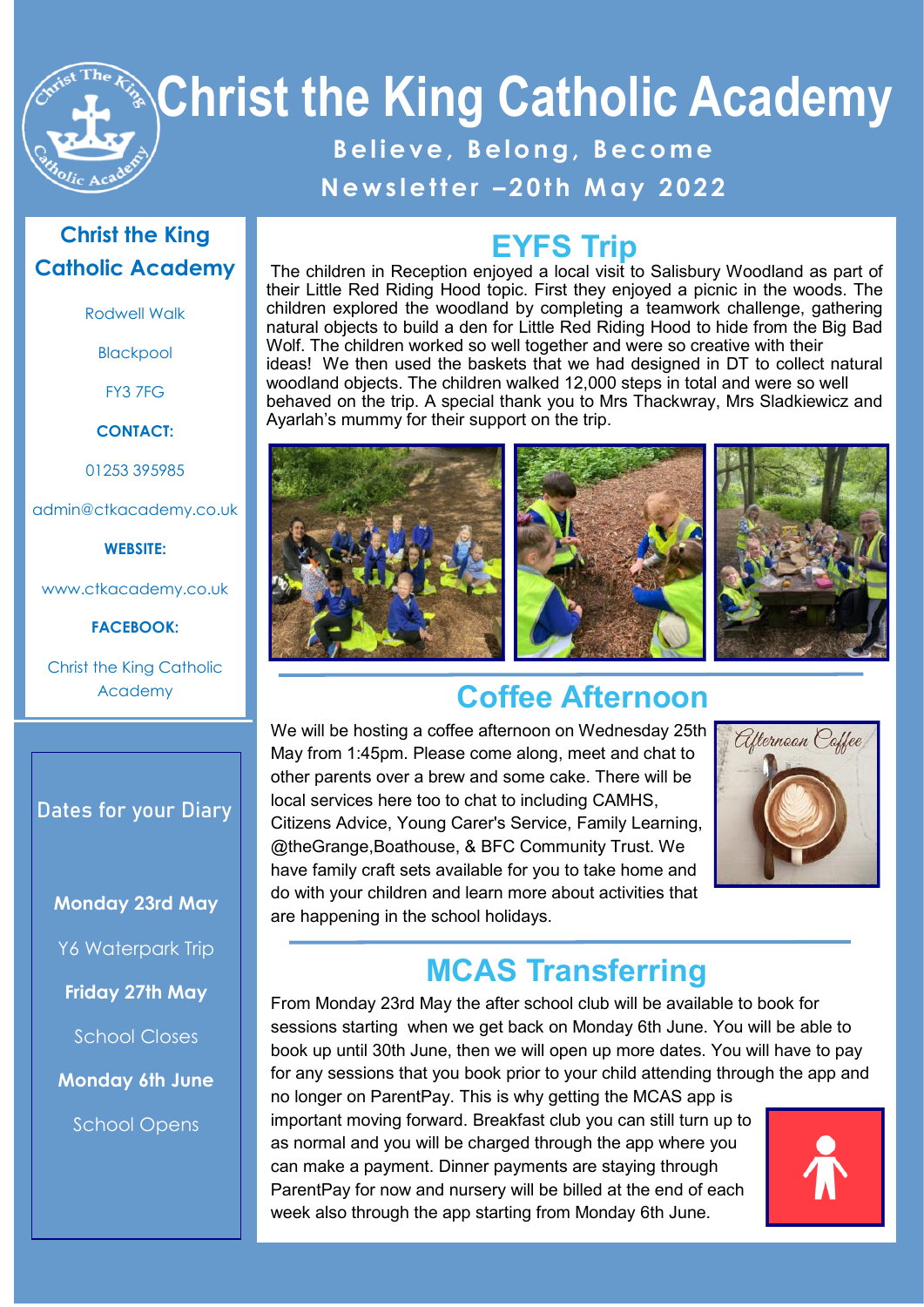# Christ the King Catholic Academy

**Believe, Belong, Become**

**Newsletter –20th May 2022**

## Christ the King Catholic Academy

Rodwell Walk

Blackpool

FY3 7FG

**CONTACT:**

01253 395985

admin@ctkacademy.co.uk

**WEBSITE:**

www.ctkacademy.co.uk

**FACEBOOK:**

Christ the King Catholic Academy

## Dates for your Diary

**Monday 23rd May**

Y6 Waterpark Trip

**Friday 27th May**

School Closes

**Monday 6th June**

School Opens

## EYFS Trip

The children in Reception enjoyed a local visit to Salisbury Woodland as part of their Little Red Riding Hood topic. First they enjoyed a picnic in the woods. The children explored the woodland by completing a teamwork challenge, gathering natural objects to build a den for Little Red Riding Hood to hide from the Big Bad Wolf. The children worked so well together and were so creative with their ideas! We then used the baskets that we had designed in DT to collect natural woodland objects. The children walked 12,000 steps in total and were so well behaved on the trip. A special thank you to Mrs Thackwray, Mrs Sladkiewicz and Ayarlah's mummy for their support on the trip.

## Coffee Afternoon

We will be hosting a coffee afternoon on Wednesday 25th May from 1:45pm. Please come along, meet and chat to other parents over a brew and some cake. There will be local services here too to chat to including CAMHS, Citizens Advice, Young Carer's Service, Family Learning, @theGrange,Boathouse, & BFC Community Trust. We have family craft sets available for you to take home and do with your children and learn more about activities that are happening in the school holidays.

## MCAS Transferring

From Monday 23rd May the after school club will be available to book for sessions starting when we get back on Monday 6th June. You will be able to book up until 30th June, then we will open up more dates. You will have to pay for any sessions that you book prior to your child attending through the app and no longer on ParentPay. This is why getting the MCAS app is important moving forward. Breakfast club you can still turn up to as normal and you will be charged through the app where you can make a payment. Dinner payments are staying through ParentPay for now and nursery will be billed at the end of each week also through the app starting from Monday 6th June.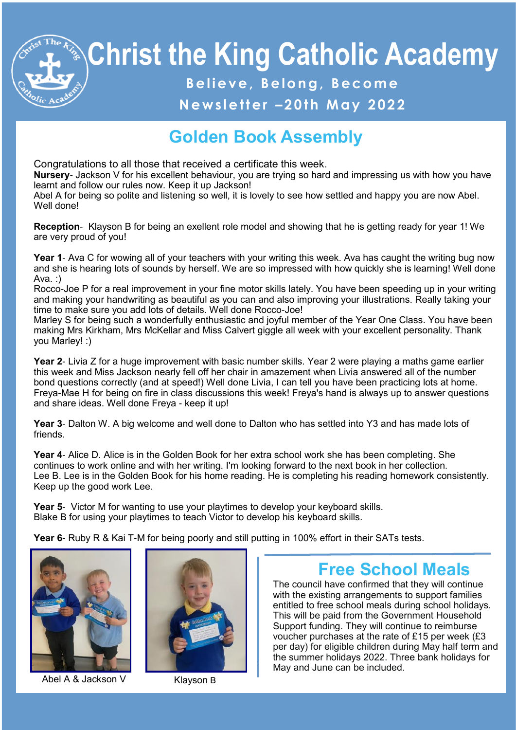# Christ the King Catholic Academy

**Believe, Belong, Become**

**Newsletter –20th May 2022**

## Golden Book Assembly

Congratulations to all those that received a certificate this week.

**Nursery**- Jackson V for his excellent behaviour, you are trying so hard and impressing us with how you have learnt and follow our rules now. Keep it up Jackson!
Abel A for being so polite and listening so well, it is lovely to see how settled and happy you are now Abel. Well done!

**Reception**- Klayson B for being an exellent role model and showing that he is getting ready for year 1! We are very proud of you!

**Year 1**- Ava C for wowing all of your teachers with your writing this week. Ava has caught the writing bug now and she is hearing lots of sounds by herself. We are so impressed with how quickly she is learning! Well done Ava. :)
Rocco-Joe P for a real improvement in your fine motor skills lately. You have been speeding up in your writing and making your handwriting as beautiful as you can and also improving your illustrations. Really taking your time to make sure you add lots of details. Well done Rocco-Joe!
Marley S for being such a wonderfully enthusiastic and joyful member of the Year One Class. You have been making Mrs Kirkham, Mrs McKellar and Miss Calvert giggle all week with your excellent personality. Thank you Marley! :)

**Year 2**- Livia Z for a huge improvement with basic number skills. Year 2 were playing a maths game earlier this week and Miss Jackson nearly fell off her chair in amazement when Livia answered all of the number bond questions correctly (and at speed!) Well done Livia, I can tell you have been practicing lots at home.
Freya-Mae H for being on fire in class discussions this week! Freya's hand is always up to answer questions and share ideas. Well done Freya - keep it up!

**Year 3**- Dalton W. A big welcome and well done to Dalton who has settled into Y3 and has made lots of friends.

**Year 4**- Alice D. Alice is in the Golden Book for her extra school work she has been completing. She continues to work online and with her writing. I'm looking forward to the next book in her collection.
Lee B. Lee is in the Golden Book for his home reading. He is completing his reading homework consistently. Keep up the good work Lee.

**Year 5**- Victor M for wanting to use your playtimes to develop your keyboard skills.
Blake B for using your playtimes to teach Victor to develop his keyboard skills.

**Year 6**- Ruby R & Kai T-M for being poorly and still putting in 100% effort in their SATs tests.

Abel A & Jackson V

Klayson B

## Free School Meals

The council have confirmed that they will continue with the existing arrangements to support families entitled to free school meals during school holidays. This will be paid from the Government Household Support funding. They will continue to reimburse voucher purchases at the rate of £15 per week (£3 per day) for eligible children during May half term and the summer holidays 2022. Three bank holidays for May and June can be included.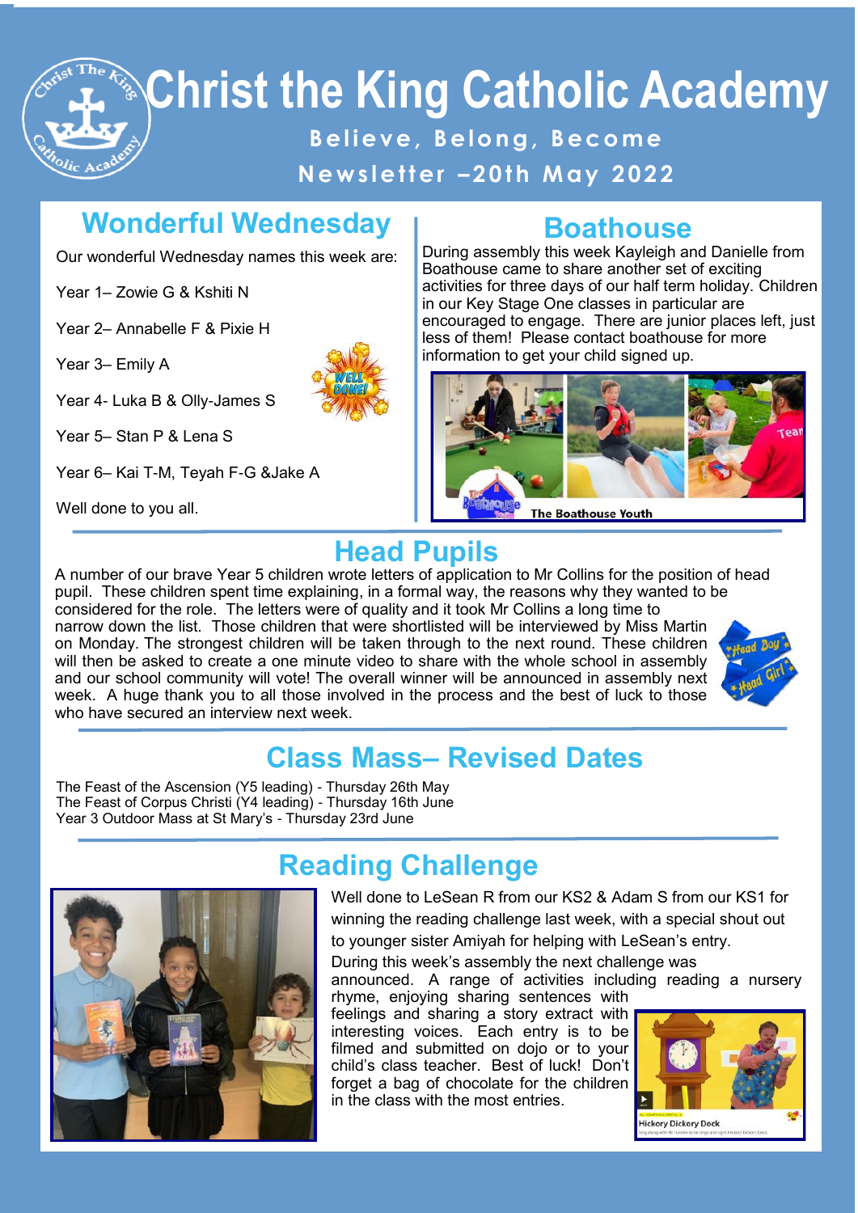# Christ the King Catholic Academy

**Believe, Belong, Become**

**Newsletter –20th May 2022**

## Wonderful Wednesday

Our wonderful Wednesday names this week are:

Year 1– Zowie G & Kshiti N

Year 2– Annabelle F & Pixie H

Year 3– Emily A

Year 4- Luka B & Olly-James S

Year 5– Stan P & Lena S

Year 6– Kai T-M, Teyah F-G &Jake A

Well done to you all.

## Boathouse

During assembly this week Kayleigh and Danielle from Boathouse came to share another set of exciting activities for three days of our half term holiday. Children in our Key Stage One classes in particular are encouraged to engage. There are junior places left, just less of them! Please contact boathouse for more information to get your child signed up.

## Head Pupils

A number of our brave Year 5 children wrote letters of application to Mr Collins for the position of head pupil. These children spent time explaining, in a formal way, the reasons why they wanted to be considered for the role. The letters were of quality and it took Mr Collins a long time to narrow down the list. Those children that were shortlisted will be interviewed by Miss Martin on Monday. The strongest children will be taken through to the next round. These children will then be asked to create a one minute video to share with the whole school in assembly and our school community will vote! The overall winner will be announced in assembly next week. A huge thank you to all those involved in the process and the best of luck to those who have secured an interview next week.

## Class Mass– Revised Dates

The Feast of the Ascension (Y5 leading) - Thursday 26th May
The Feast of Corpus Christi (Y4 leading) - Thursday 16th June
Year 3 Outdoor Mass at St Mary's - Thursday 23rd June

## Reading Challenge

Well done to LeSean R from our KS2 & Adam S from our KS1 for winning the reading challenge last week, with a special shout out to younger sister Amiyah for helping with LeSean's entry.

During this week's assembly the next challenge was announced. A range of activities including reading a nursery rhyme, enjoying sharing sentences with feelings and sharing a story extract with interesting voices. Each entry is to be filmed and submitted on dojo or to your child's class teacher. Best of luck! Don't forget a bag of chocolate for the children in the class with the most entries.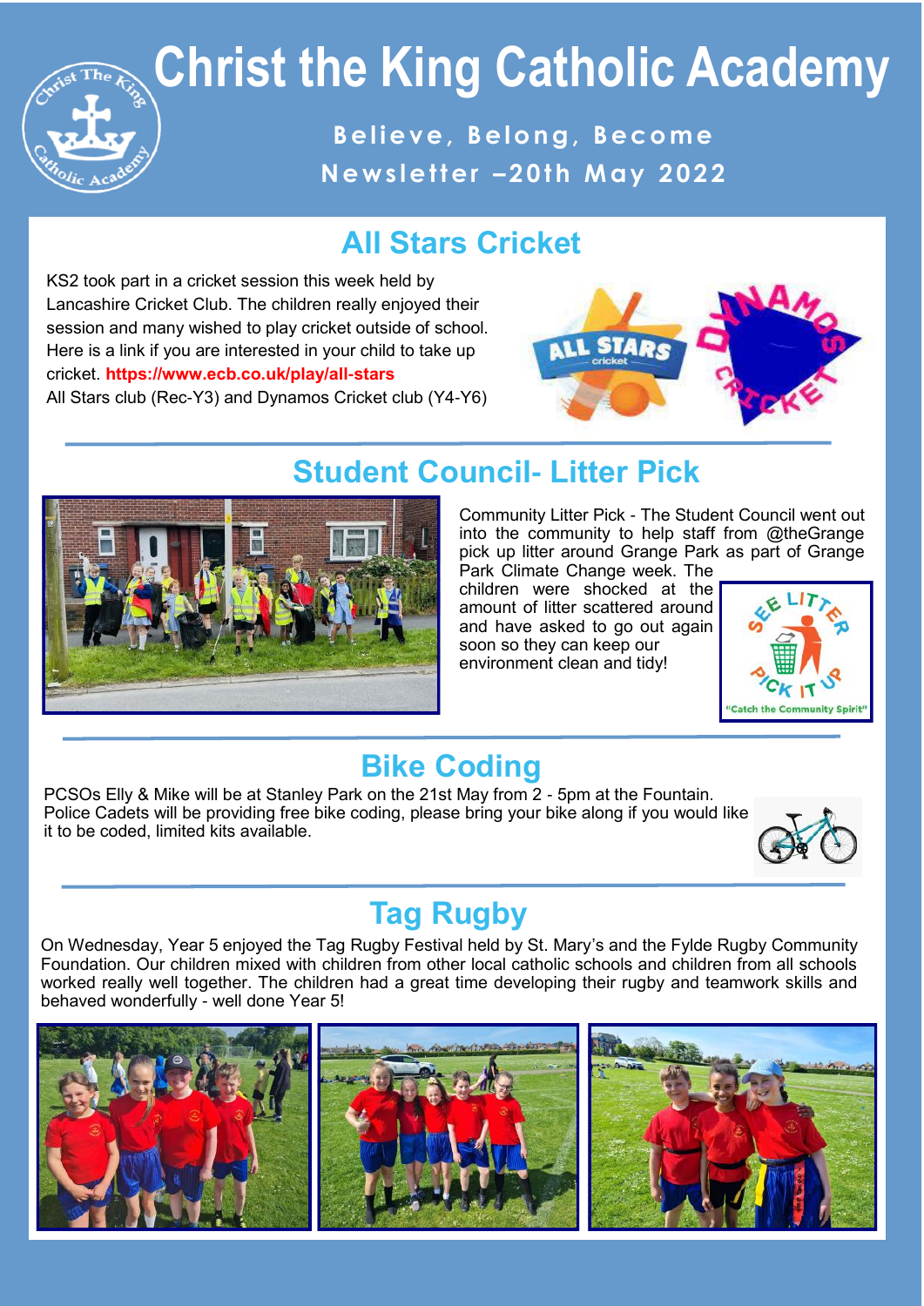# Christ the King Catholic Academy

**Believe, Belong, Become**

**Newsletter –20th May 2022**

## All Stars Cricket

KS2 took part in a cricket session this week held by Lancashire Cricket Club. The children really enjoyed their session and many wished to play cricket outside of school. Here is a link if you are interested in your child to take up cricket. **https://www.ecb.co.uk/play/all-stars**

All Stars club (Rec-Y3) and Dynamos Cricket club (Y4-Y6)

## Student Council- Litter Pick

Community Litter Pick - The Student Council went out into the community to help staff from @theGrange pick up litter around Grange Park as part of Grange Park Climate Change week. The children were shocked at the amount of litter scattered around and have asked to go out again soon so they can keep our environment clean and tidy!

## Bike Coding

PCSOs Elly & Mike will be at Stanley Park on the 21st May from 2 - 5pm at the Fountain. Police Cadets will be providing free bike coding, please bring your bike along if you would like it to be coded, limited kits available.

## Tag Rugby

On Wednesday, Year 5 enjoyed the Tag Rugby Festival held by St. Mary's and the Fylde Rugby Community Foundation. Our children mixed with children from other local catholic schools and children from all schools worked really well together. The children had a great time developing their rugby and teamwork skills and behaved wonderfully - well done Year 5!